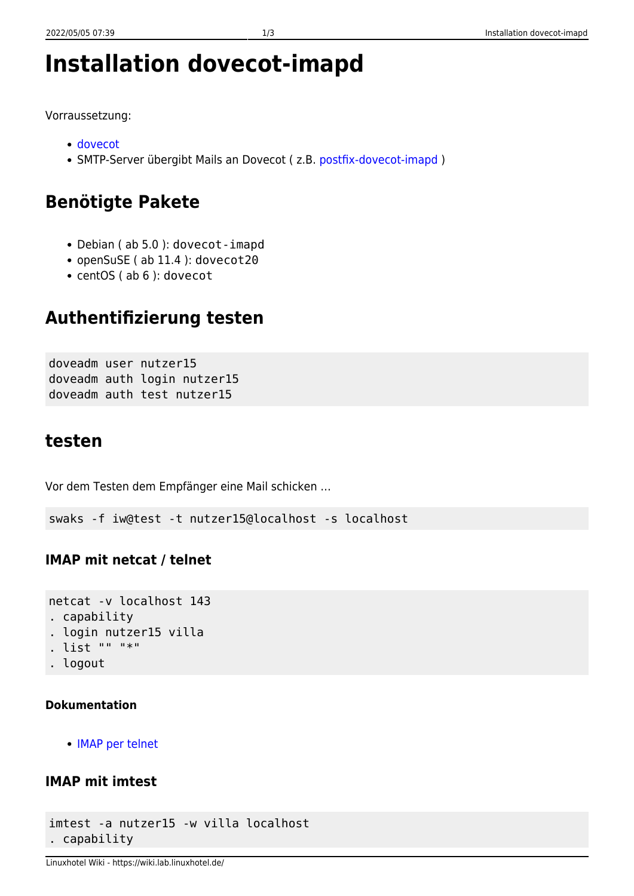# Installation dovecot-imapd

Vorraussetzung:

- dovecot
- SMTP-Server übergibt Mails an Dovecot ( z.B. postfix-dovecot-imapd )

## Benötigte Pakete

- Debian ( ab 5.0 ): `dovecot-imapd`
- openSuSE ( ab 11.4 ): `dovecot20`
- centOS ( ab 6 ): `dovecot`

## Authentifizierung testen

```
doveadm user nutzer15
doveadm auth login nutzer15
doveadm auth test nutzer15
```

## testen

Vor dem Testen dem Empfänger eine Mail schicken …

```
swaks -f iw@test -t nutzer15@localhost -s localhost
```

### IMAP mit netcat / telnet

```
netcat -v localhost 143
. capability
. login nutzer15 villa
. list "" "*"
. logout
```

#### Dokumentation

- IMAP per telnet

### IMAP mit imtest

```
imtest -a nutzer15 -w villa localhost
. capability
```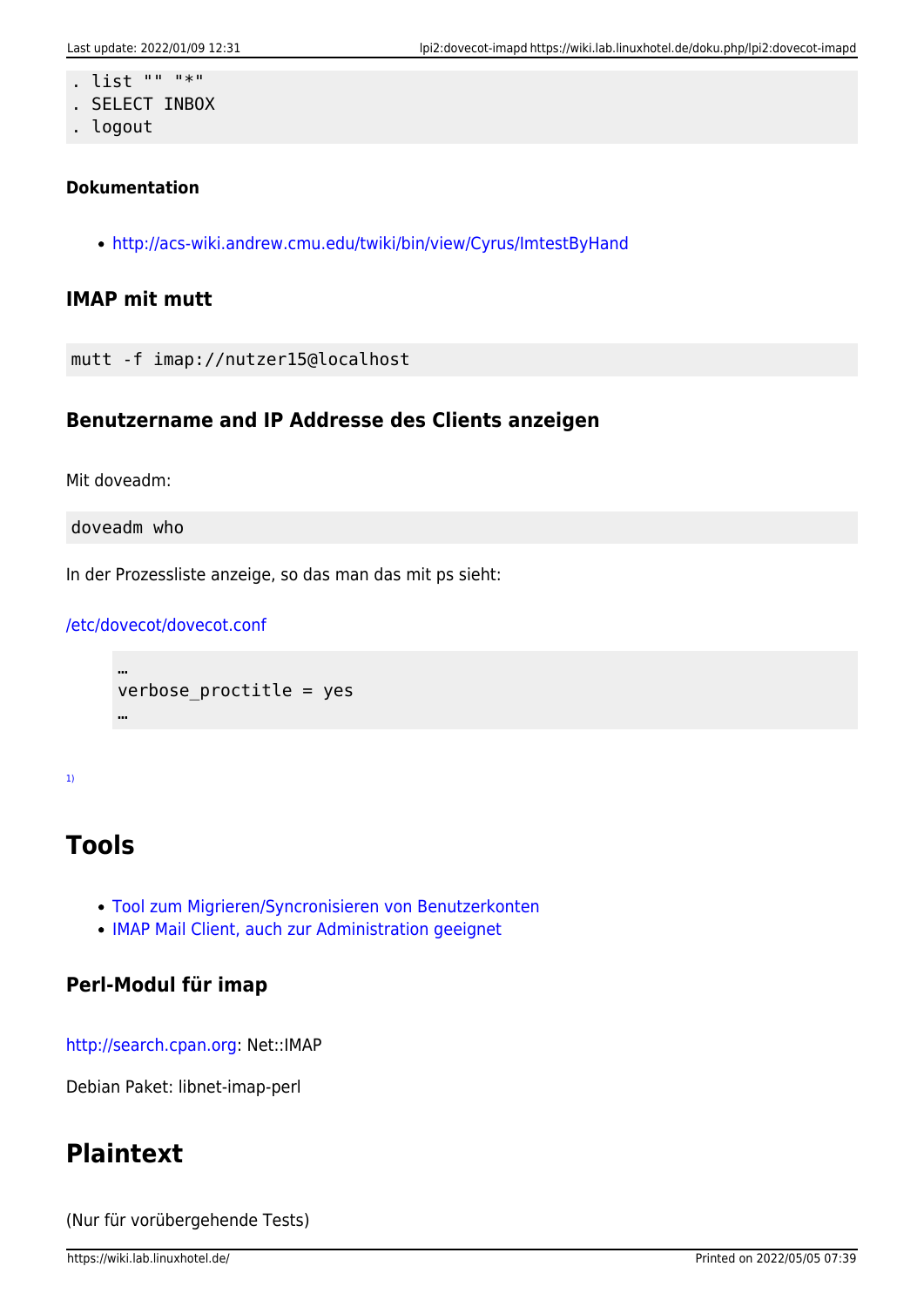```
. list "" "*"
. SELECT INBOX
. logout
```

#### Dokumentation

- http://acs-wiki.andrew.cmu.edu/twiki/bin/view/Cyrus/ImtestByHand

### IMAP mit mutt

```
mutt -f imap://nutzer15@localhost
```

### Benutzername and IP Addresse des Clients anzeigen

Mit doveadm:

```
doveadm who
```

In der Prozessliste anzeige, so das man das mit ps sieht:

/etc/dovecot/dovecot.conf

```
…
verbose_proctitle = yes
…
```

[1)]

## Tools

- Tool zum Migrieren/Syncronisieren von Benutzerkonten
- IMAP Mail Client, auch zur Administration geeignet

### Perl-Modul für imap

http://search.cpan.org: Net::IMAP

Debian Paket: libnet-imap-perl

## Plaintext

(Nur für vorübergehende Tests)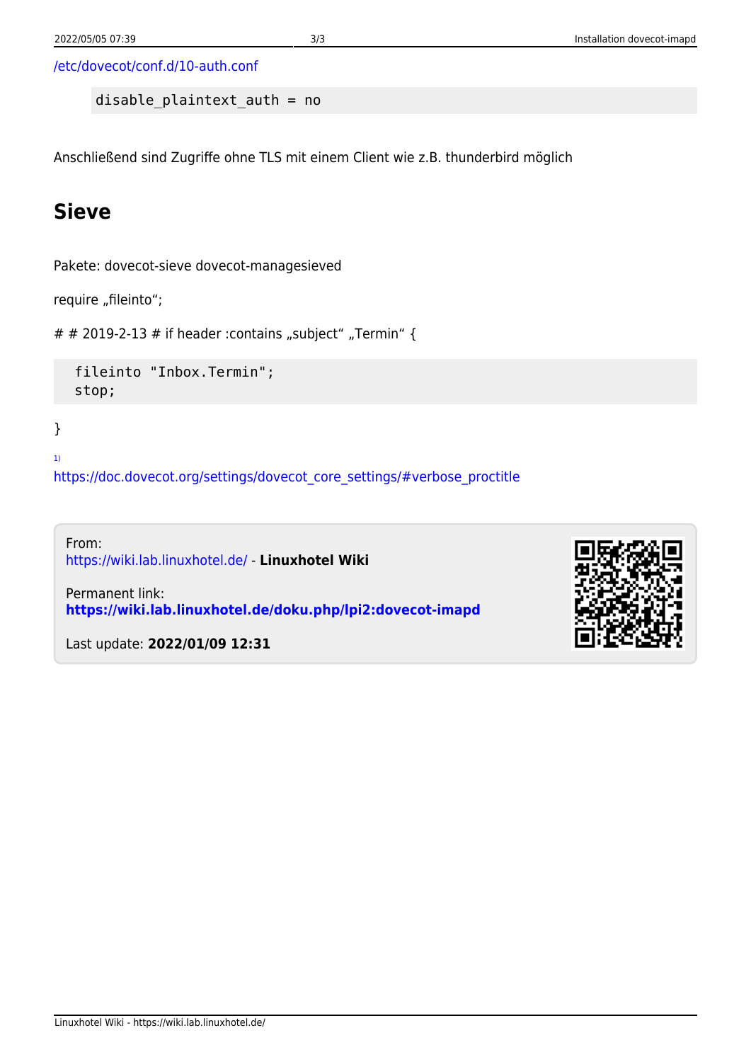/etc/dovecot/conf.d/10-auth.conf

```
disable_plaintext_auth = no
```

Anschließend sind Zugriffe ohne TLS mit einem Client wie z.B. thunderbird möglich

## Sieve

Pakete: dovecot-sieve dovecot-managesieved

require „fileinto“;

# # 2019-2-13 # if header :contains „subject“ „Termin“ {

```
fileinto "Inbox.Termin";
stop;
```

}

[1] https://doc.dovecot.org/settings/dovecot_core_settings/#verbose_proctitle

From:
https://wiki.lab.linuxhotel.de/ - **Linuxhotel Wiki**

Permanent link:
**https://wiki.lab.linuxhotel.de/doku.php/lpi2:dovecot-imapd**

Last update: **2022/01/09 12:31**